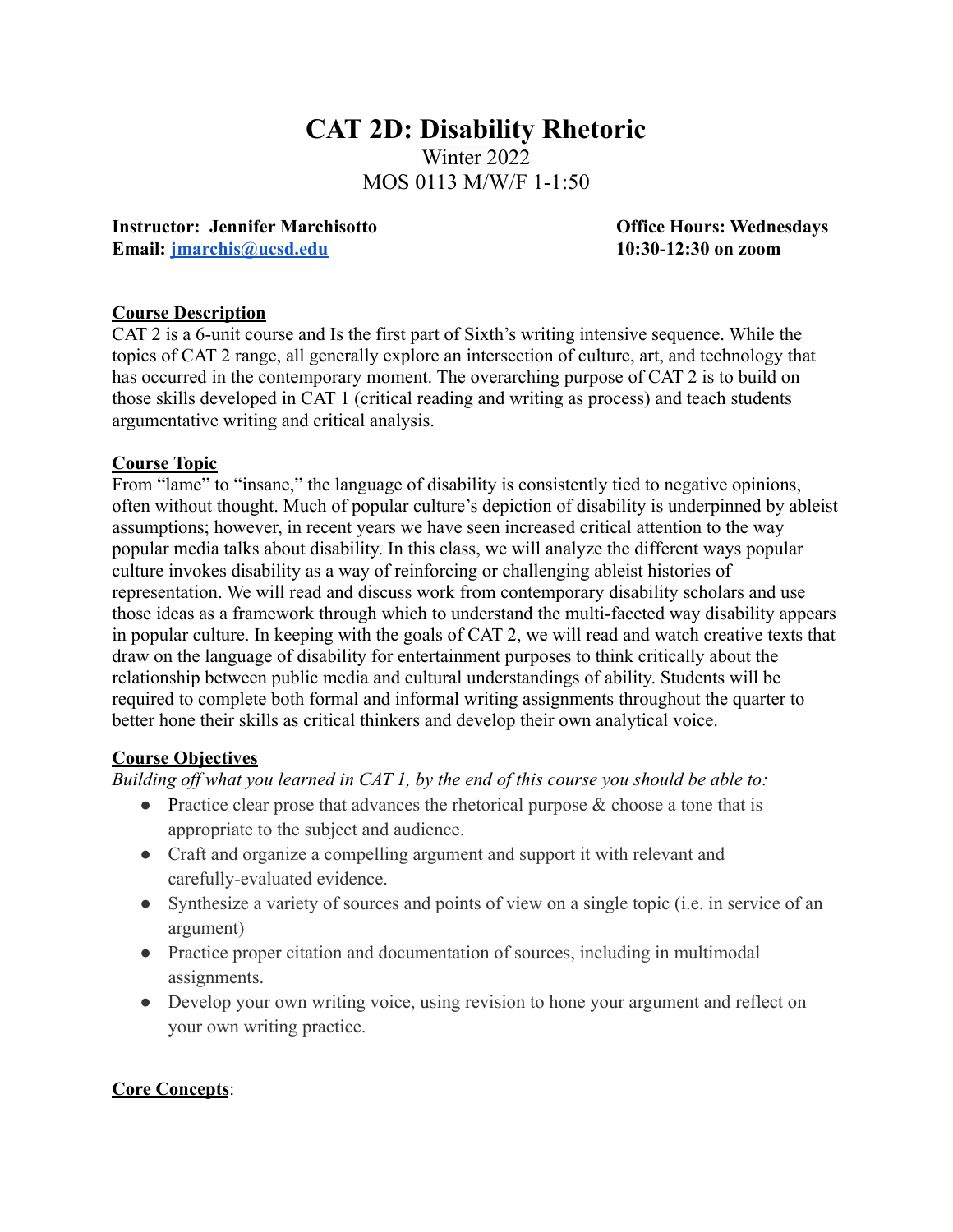# CAT 2D: Disability Rhetoric

Winter 2022

MOS 0113 M/W/F 1-1:50

**Instructor: Jennifer Marchisotto**
**Email: [jmarchis@ucsd.edu](mailto:jmarchis@ucsd.edu)**

**Office Hours: Wednesdays 10:30-12:30 on zoom**

## Course Description

CAT 2 is a 6-unit course and Is the first part of Sixth's writing intensive sequence. While the topics of CAT 2 range, all generally explore an intersection of culture, art, and technology that has occurred in the contemporary moment. The overarching purpose of CAT 2 is to build on those skills developed in CAT 1 (critical reading and writing as process) and teach students argumentative writing and critical analysis.

## Course Topic

From "lame" to "insane," the language of disability is consistently tied to negative opinions, often without thought. Much of popular culture's depiction of disability is underpinned by ableist assumptions; however, in recent years we have seen increased critical attention to the way popular media talks about disability. In this class, we will analyze the different ways popular culture invokes disability as a way of reinforcing or challenging ableist histories of representation. We will read and discuss work from contemporary disability scholars and use those ideas as a framework through which to understand the multi-faceted way disability appears in popular culture. In keeping with the goals of CAT 2, we will read and watch creative texts that draw on the language of disability for entertainment purposes to think critically about the relationship between public media and cultural understandings of ability. Students will be required to complete both formal and informal writing assignments throughout the quarter to better hone their skills as critical thinkers and develop their own analytical voice.

## Course Objectives

*Building off what you learned in CAT 1, by the end of this course you should be able to:*

- Practice clear prose that advances the rhetorical purpose & choose a tone that is appropriate to the subject and audience.
- Craft and organize a compelling argument and support it with relevant and carefully-evaluated evidence.
- Synthesize a variety of sources and points of view on a single topic (i.e. in service of an argument)
- Practice proper citation and documentation of sources, including in multimodal assignments.
- Develop your own writing voice, using revision to hone your argument and reflect on your own writing practice.

## Core Concepts: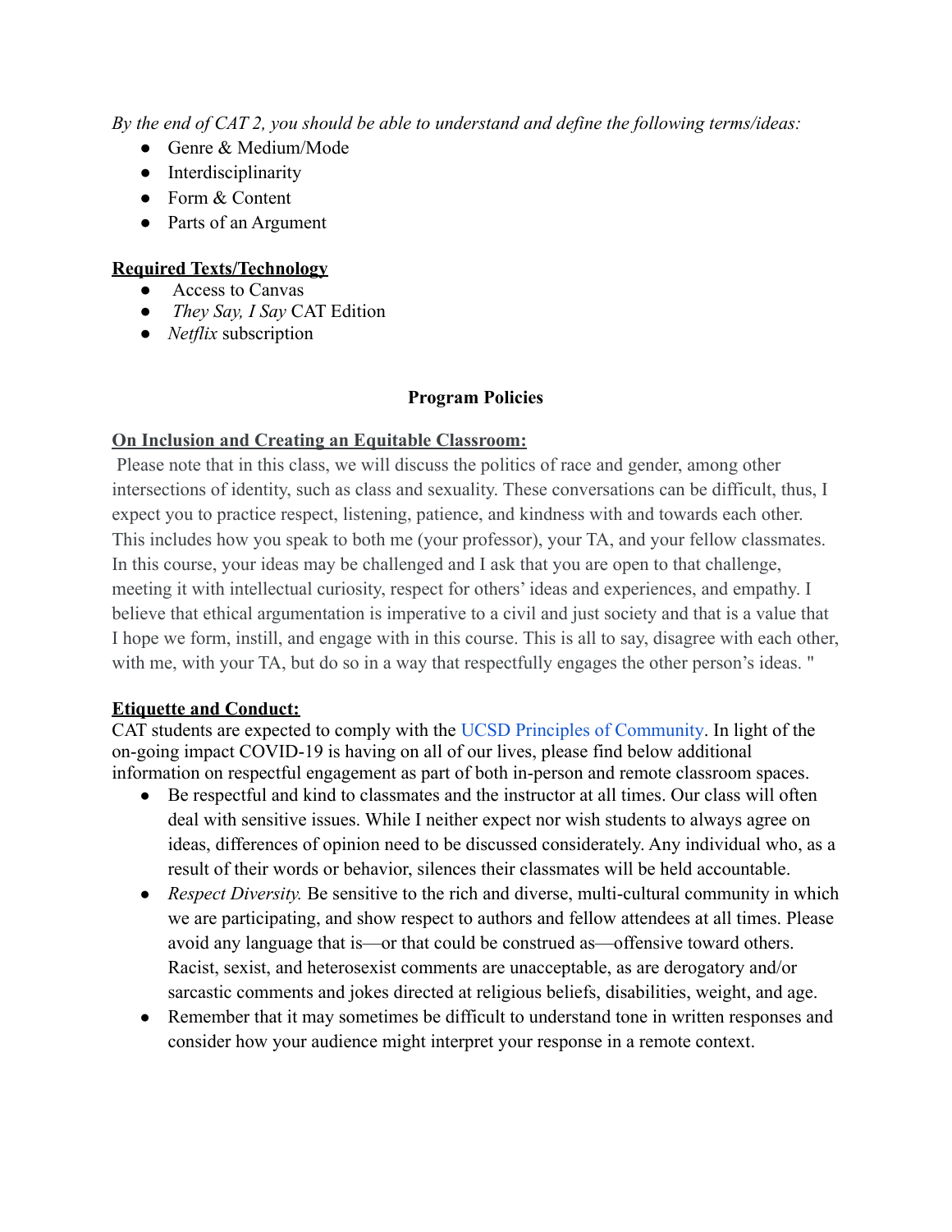*By the end of CAT 2, you should be able to understand and define the following terms/ideas:*

- Genre & Medium/Mode
- Interdisciplinarity
- Form & Content
- Parts of an Argument

**Required Texts/Technology**

- Access to Canvas
- *They Say, I Say* CAT Edition
- *Netflix* subscription

## Program Policies

**On Inclusion and Creating an Equitable Classroom:**

Please note that in this class, we will discuss the politics of race and gender, among other intersections of identity, such as class and sexuality. These conversations can be difficult, thus, I expect you to practice respect, listening, patience, and kindness with and towards each other. This includes how you speak to both me (your professor), your TA, and your fellow classmates. In this course, your ideas may be challenged and I ask that you are open to that challenge, meeting it with intellectual curiosity, respect for others' ideas and experiences, and empathy. I believe that ethical argumentation is imperative to a civil and just society and that is a value that I hope we form, instill, and engage with in this course. This is all to say, disagree with each other, with me, with your TA, but do so in a way that respectfully engages the other person's ideas. "

**Etiquette and Conduct:**

CAT students are expected to comply with the UCSD Principles of Community. In light of the on-going impact COVID-19 is having on all of our lives, please find below additional information on respectful engagement as part of both in-person and remote classroom spaces.

- Be respectful and kind to classmates and the instructor at all times. Our class will often deal with sensitive issues. While I neither expect nor wish students to always agree on ideas, differences of opinion need to be discussed considerately. Any individual who, as a result of their words or behavior, silences their classmates will be held accountable.
- *Respect Diversity.* Be sensitive to the rich and diverse, multi-cultural community in which we are participating, and show respect to authors and fellow attendees at all times. Please avoid any language that is—or that could be construed as—offensive toward others. Racist, sexist, and heterosexist comments are unacceptable, as are derogatory and/or sarcastic comments and jokes directed at religious beliefs, disabilities, weight, and age.
- Remember that it may sometimes be difficult to understand tone in written responses and consider how your audience might interpret your response in a remote context.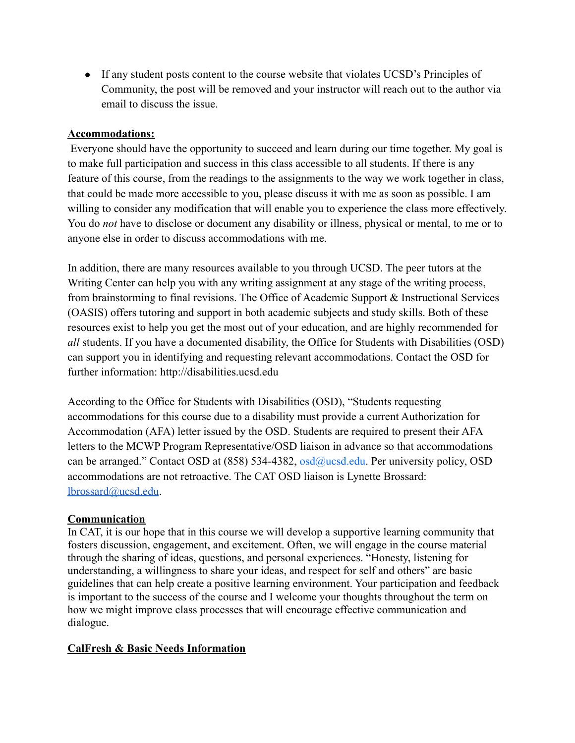- If any student posts content to the course website that violates UCSD's Principles of Community, the post will be removed and your instructor will reach out to the author via email to discuss the issue.

**Accommodations:**

Everyone should have the opportunity to succeed and learn during our time together. My goal is to make full participation and success in this class accessible to all students. If there is any feature of this course, from the readings to the assignments to the way we work together in class, that could be made more accessible to you, please discuss it with me as soon as possible. I am willing to consider any modification that will enable you to experience the class more effectively. You do *not* have to disclose or document any disability or illness, physical or mental, to me or to anyone else in order to discuss accommodations with me.

In addition, there are many resources available to you through UCSD. The peer tutors at the Writing Center can help you with any writing assignment at any stage of the writing process, from brainstorming to final revisions. The Office of Academic Support & Instructional Services (OASIS) offers tutoring and support in both academic subjects and study skills. Both of these resources exist to help you get the most out of your education, and are highly recommended for *all* students. If you have a documented disability, the Office for Students with Disabilities (OSD) can support you in identifying and requesting relevant accommodations. Contact the OSD for further information: http://disabilities.ucsd.edu

According to the Office for Students with Disabilities (OSD), "Students requesting accommodations for this course due to a disability must provide a current Authorization for Accommodation (AFA) letter issued by the OSD. Students are required to present their AFA letters to the MCWP Program Representative/OSD liaison in advance so that accommodations can be arranged." Contact OSD at (858) 534-4382, osd@ucsd.edu. Per university policy, OSD accommodations are not retroactive. The CAT OSD liaison is Lynette Brossard: lbrossard@ucsd.edu.

**Communication**

In CAT, it is our hope that in this course we will develop a supportive learning community that fosters discussion, engagement, and excitement. Often, we will engage in the course material through the sharing of ideas, questions, and personal experiences. "Honesty, listening for understanding, a willingness to share your ideas, and respect for self and others" are basic guidelines that can help create a positive learning environment. Your participation and feedback is important to the success of the course and I welcome your thoughts throughout the term on how we might improve class processes that will encourage effective communication and dialogue.

**CalFresh & Basic Needs Information**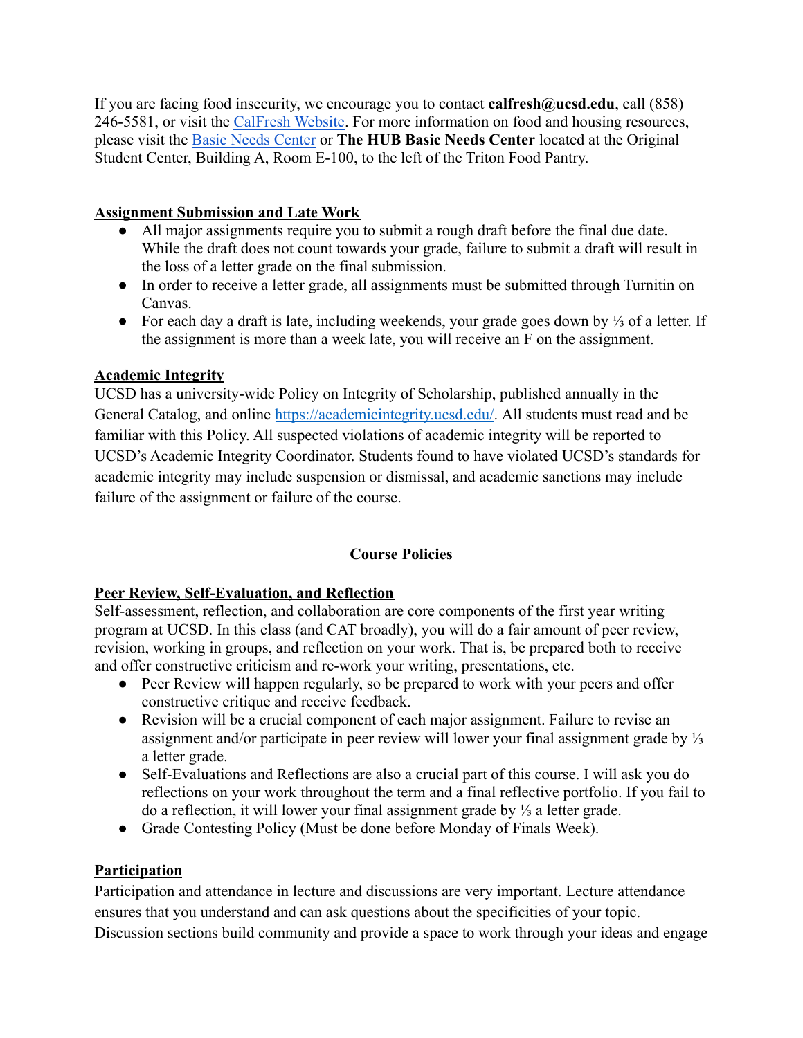If you are facing food insecurity, we encourage you to contact **calfresh@ucsd.edu**, call (858) 246-5581, or visit the [CalFresh Website](). For more information on food and housing resources, please visit the [Basic Needs Center]() or **The HUB Basic Needs Center** located at the Original Student Center, Building A, Room E-100, to the left of the Triton Food Pantry.

**<u>Assignment Submission and Late Work</u>**

- All major assignments require you to submit a rough draft before the final due date. While the draft does not count towards your grade, failure to submit a draft will result in the loss of a letter grade on the final submission.
- In order to receive a letter grade, all assignments must be submitted through Turnitin on Canvas.
- For each day a draft is late, including weekends, your grade goes down by ⅓ of a letter. If the assignment is more than a week late, you will receive an F on the assignment.

**<u>Academic Integrity</u>**

UCSD has a university-wide Policy on Integrity of Scholarship, published annually in the General Catalog, and online [https://academicintegrity.ucsd.edu/](https://academicintegrity.ucsd.edu/). All students must read and be familiar with this Policy. All suspected violations of academic integrity will be reported to UCSD's Academic Integrity Coordinator. Students found to have violated UCSD's standards for academic integrity may include suspension or dismissal, and academic sanctions may include failure of the assignment or failure of the course.

## Course Policies

**<u>Peer Review, Self-Evaluation, and Reflection</u>**

Self-assessment, reflection, and collaboration are core components of the first year writing program at UCSD. In this class (and CAT broadly), you will do a fair amount of peer review, revision, working in groups, and reflection on your work. That is, be prepared both to receive and offer constructive criticism and re-work your writing, presentations, etc.

- Peer Review will happen regularly, so be prepared to work with your peers and offer constructive critique and receive feedback.
- Revision will be a crucial component of each major assignment. Failure to revise an assignment and/or participate in peer review will lower your final assignment grade by ⅓ a letter grade.
- Self-Evaluations and Reflections are also a crucial part of this course. I will ask you do reflections on your work throughout the term and a final reflective portfolio. If you fail to do a reflection, it will lower your final assignment grade by ⅓ a letter grade.
- Grade Contesting Policy (Must be done before Monday of Finals Week).

**<u>Participation</u>**

Participation and attendance in lecture and discussions are very important. Lecture attendance ensures that you understand and can ask questions about the specificities of your topic. Discussion sections build community and provide a space to work through your ideas and engage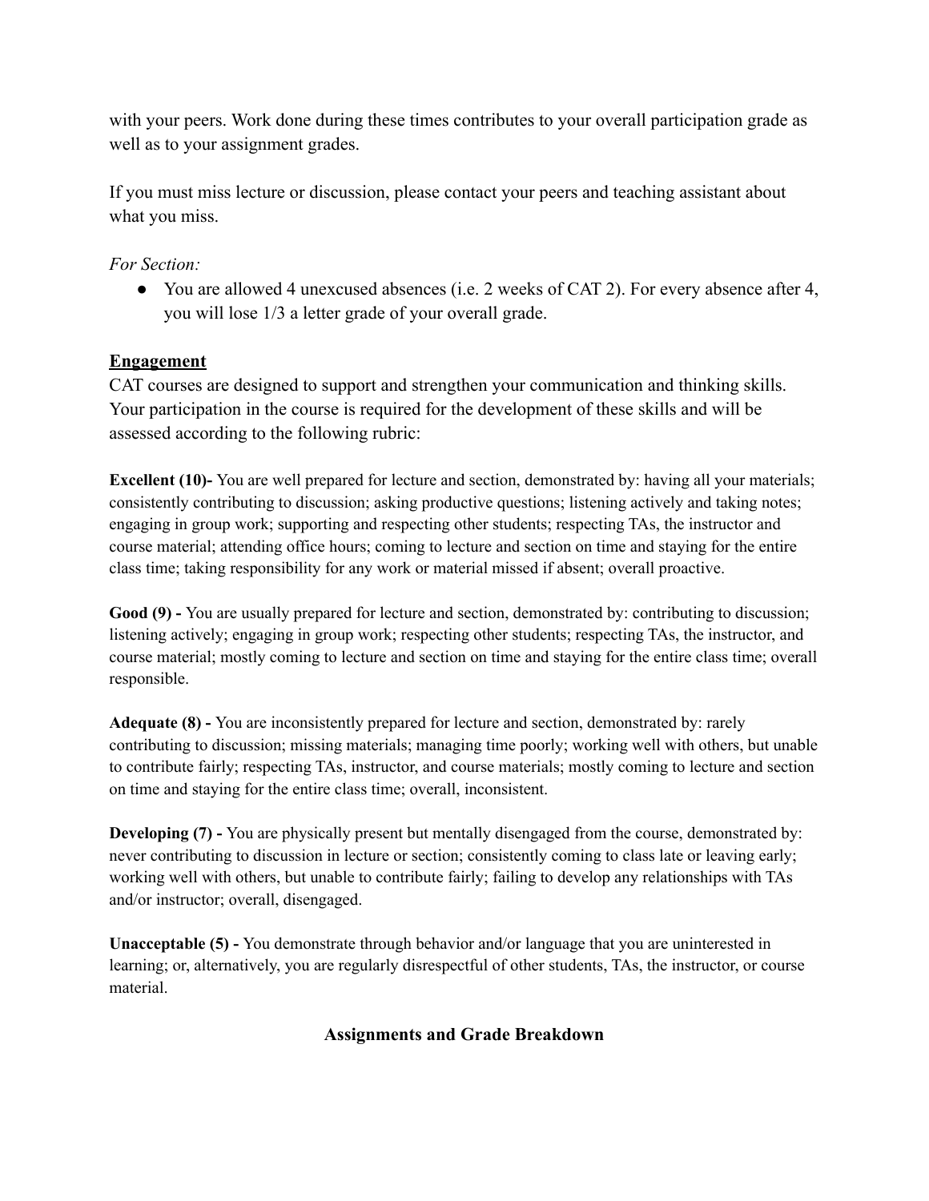with your peers. Work done during these times contributes to your overall participation grade as well as to your assignment grades.

If you must miss lecture or discussion, please contact your peers and teaching assistant about what you miss.

*For Section:*

- You are allowed 4 unexcused absences (i.e. 2 weeks of CAT 2). For every absence after 4, you will lose 1/3 a letter grade of your overall grade.

## Engagement

CAT courses are designed to support and strengthen your communication and thinking skills. Your participation in the course is required for the development of these skills and will be assessed according to the following rubric:

**Excellent (10)-** You are well prepared for lecture and section, demonstrated by: having all your materials; consistently contributing to discussion; asking productive questions; listening actively and taking notes; engaging in group work; supporting and respecting other students; respecting TAs, the instructor and course material; attending office hours; coming to lecture and section on time and staying for the entire class time; taking responsibility for any work or material missed if absent; overall proactive.

**Good (9) -** You are usually prepared for lecture and section, demonstrated by: contributing to discussion; listening actively; engaging in group work; respecting other students; respecting TAs, the instructor, and course material; mostly coming to lecture and section on time and staying for the entire class time; overall responsible.

**Adequate (8) -** You are inconsistently prepared for lecture and section, demonstrated by: rarely contributing to discussion; missing materials; managing time poorly; working well with others, but unable to contribute fairly; respecting TAs, instructor, and course materials; mostly coming to lecture and section on time and staying for the entire class time; overall, inconsistent.

**Developing (7) -** You are physically present but mentally disengaged from the course, demonstrated by: never contributing to discussion in lecture or section; consistently coming to class late or leaving early; working well with others, but unable to contribute fairly; failing to develop any relationships with TAs and/or instructor; overall, disengaged.

**Unacceptable (5) -** You demonstrate through behavior and/or language that you are uninterested in learning; or, alternatively, you are regularly disrespectful of other students, TAs, the instructor, or course material.

## Assignments and Grade Breakdown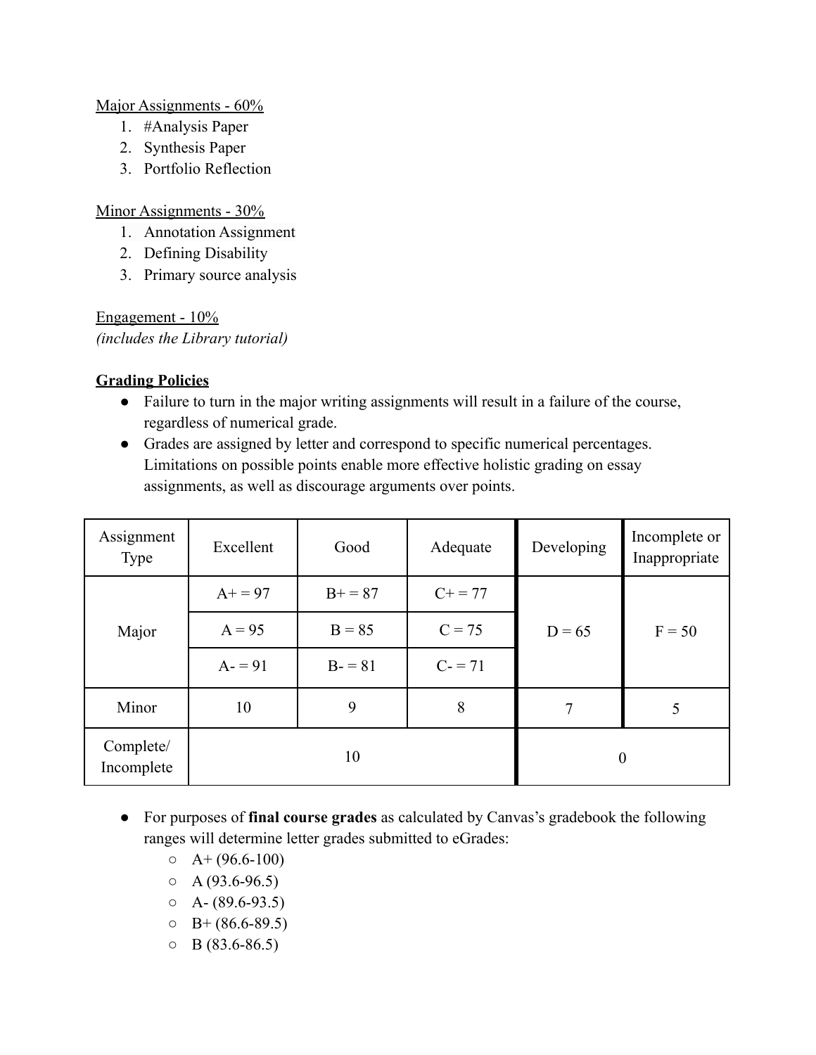Major Assignments - 60%

1. #Analysis Paper
2. Synthesis Paper
3. Portfolio Reflection

Minor Assignments - 30%

1. Annotation Assignment
2. Defining Disability
3. Primary source analysis

Engagement - 10%
*(includes the Library tutorial)*

**Grading Policies**

- Failure to turn in the major writing assignments will result in a failure of the course, regardless of numerical grade.
- Grades are assigned by letter and correspond to specific numerical percentages. Limitations on possible points enable more effective holistic grading on essay assignments, as well as discourage arguments over points.

| Assignment Type | Excellent | Good | Adequate | Developing | Incomplete or Inappropriate |
|---|---|---|---|---|---|
| Major | A+ = 97 | B+ = 87 | C+ = 77 | D = 65 | F = 50 |
| | A = 95 | B = 85 | C = 75 | | |
| | A- = 91 | B- = 81 | C- = 71 | | |
| Minor | 10 | 9 | 8 | 7 | 5 |
| Complete/ Incomplete | 10 | | | 0 | |

- For purposes of **final course grades** as calculated by Canvas's gradebook the following ranges will determine letter grades submitted to eGrades:
  - A+ (96.6-100)
  - A (93.6-96.5)
  - A- (89.6-93.5)
  - B+ (86.6-89.5)
  - B (83.6-86.5)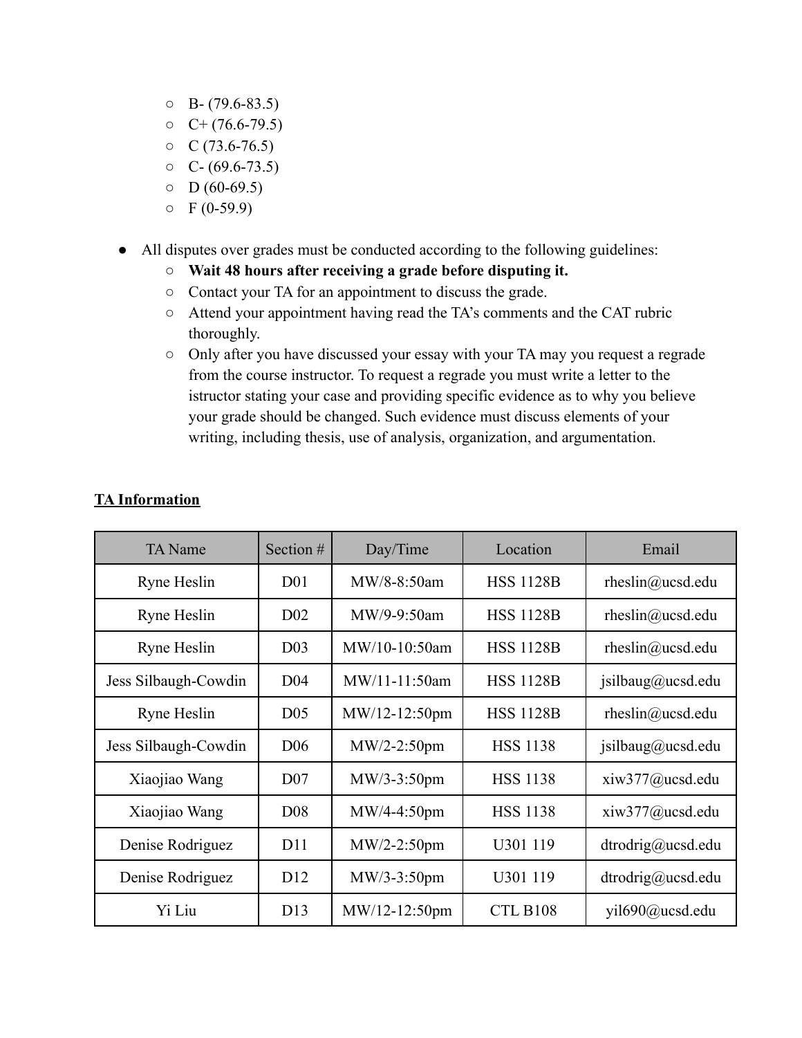- B- (79.6-83.5)
  - C+ (76.6-79.5)
  - C (73.6-76.5)
  - C- (69.6-73.5)
  - D (60-69.5)
  - F (0-59.9)

- All disputes over grades must be conducted according to the following guidelines:
  - **Wait 48 hours after receiving a grade before disputing it.**
  - Contact your TA for an appointment to discuss the grade.
  - Attend your appointment having read the TA's comments and the CAT rubric thoroughly.
  - Only after you have discussed your essay with your TA may you request a regrade from the course instructor. To request a regrade you must write a letter to the istructor stating your case and providing specific evidence as to why you believe your grade should be changed. Such evidence must discuss elements of your writing, including thesis, use of analysis, organization, and argumentation.

**<u>TA Information</u>**

| TA Name | Section # | Day/Time | Location | Email |
|---|---|---|---|---|
| Ryne Heslin | D01 | MW/8-8:50am | HSS 1128B | rheslin@ucsd.edu |
| Ryne Heslin | D02 | MW/9-9:50am | HSS 1128B | rheslin@ucsd.edu |
| Ryne Heslin | D03 | MW/10-10:50am | HSS 1128B | rheslin@ucsd.edu |
| Jess Silbaugh-Cowdin | D04 | MW/11-11:50am | HSS 1128B | jsilbaug@ucsd.edu |
| Ryne Heslin | D05 | MW/12-12:50pm | HSS 1128B | rheslin@ucsd.edu |
| Jess Silbaugh-Cowdin | D06 | MW/2-2:50pm | HSS 1138 | jsilbaug@ucsd.edu |
| Xiaojiao Wang | D07 | MW/3-3:50pm | HSS 1138 | xiw377@ucsd.edu |
| Xiaojiao Wang | D08 | MW/4-4:50pm | HSS 1138 | xiw377@ucsd.edu |
| Denise Rodriguez | D11 | MW/2-2:50pm | U301 119 | dtrodrig@ucsd.edu |
| Denise Rodriguez | D12 | MW/3-3:50pm | U301 119 | dtrodrig@ucsd.edu |
| Yi Liu | D13 | MW/12-12:50pm | CTL B108 | yil690@ucsd.edu |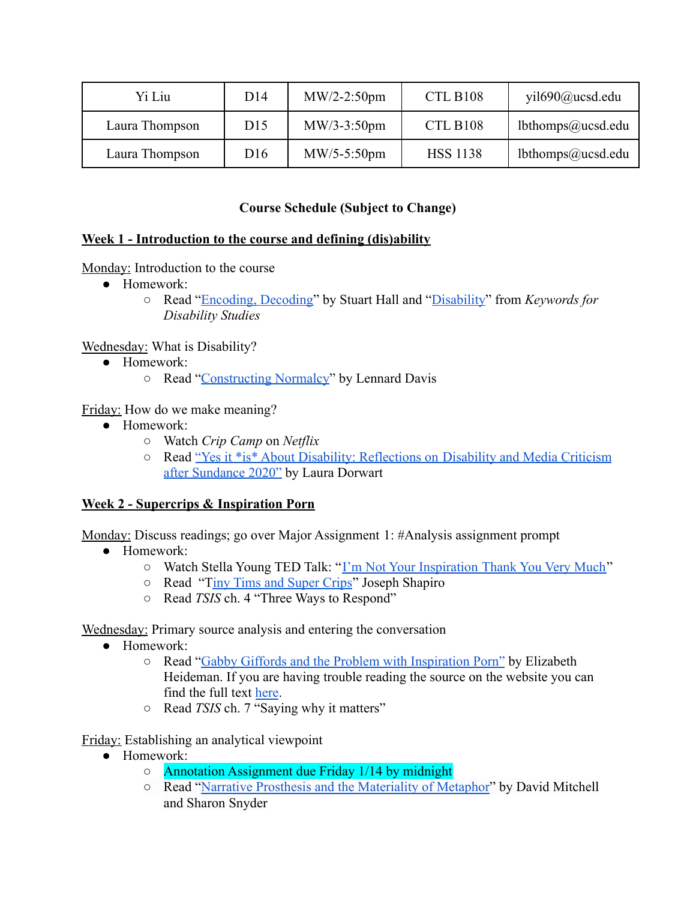| Yi Liu | D14 | MW/2-2:50pm | CTL B108 | yil690@ucsd.edu |
|---|---|---|---|---|
| Laura Thompson | D15 | MW/3-3:50pm | CTL B108 | lbthomps@ucsd.edu |
| Laura Thompson | D16 | MW/5-5:50pm | HSS 1138 | lbthomps@ucsd.edu |

**Course Schedule (Subject to Change)**

**Week 1 - Introduction to the course and defining (dis)ability**

Monday: Introduction to the course

- Homework:
  - Read "Encoding, Decoding" by Stuart Hall and "Disability" from *Keywords for Disability Studies*

Wednesday: What is Disability?

- Homework:
  - Read "Constructing Normalcy" by Lennard Davis

Friday: How do we make meaning?

- Homework:
  - Watch *Crip Camp* on *Netflix*
  - Read "Yes it *is* About Disability: Reflections on Disability and Media Criticism after Sundance 2020" by Laura Dorwart

**Week 2 - Supercrips & Inspiration Porn**

Monday: Discuss readings; go over Major Assignment 1: #Analysis assignment prompt

- Homework:
  - Watch Stella Young TED Talk: "I'm Not Your Inspiration Thank You Very Much"
  - Read "Tiny Tims and Super Crips" Joseph Shapiro
  - Read *TSIS* ch. 4 "Three Ways to Respond"

Wednesday: Primary source analysis and entering the conversation

- Homework:
  - Read "Gabby Giffords and the Problem with Inspiration Porn" by Elizabeth Heideman. If you are having trouble reading the source on the website you can find the full text here.
  - Read *TSIS* ch. 7 "Saying why it matters"

Friday: Establishing an analytical viewpoint

- Homework:
  - Annotation Assignment due Friday 1/14 by midnight
  - Read "Narrative Prosthesis and the Materiality of Metaphor" by David Mitchell and Sharon Snyder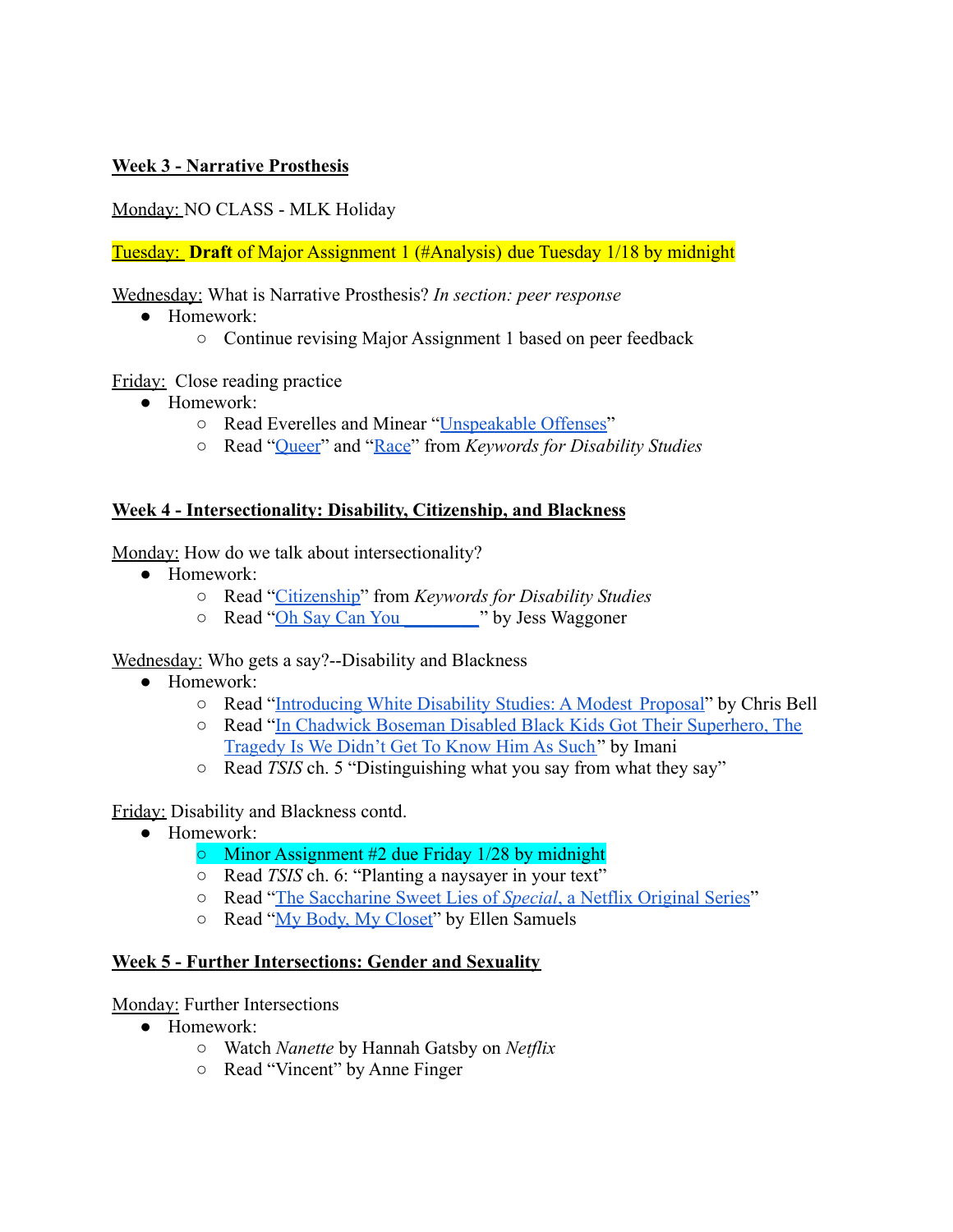**Week 3 - Narrative Prosthesis**

Monday: NO CLASS - MLK Holiday

Tuesday: **Draft** of Major Assignment 1 (#Analysis) due Tuesday 1/18 by midnight

Wednesday: What is Narrative Prosthesis? *In section: peer response*

- Homework:
  - Continue revising Major Assignment 1 based on peer feedback

Friday: Close reading practice

- Homework:
  - Read Everelles and Minear "Unspeakable Offenses"
  - Read "Queer" and "Race" from *Keywords for Disability Studies*

**Week 4 - Intersectionality: Disability, Citizenship, and Blackness**

Monday: How do we talk about intersectionality?

- Homework:
  - Read "Citizenship" from *Keywords for Disability Studies*
  - Read "Oh Say Can You ________" by Jess Waggoner

Wednesday: Who gets a say?--Disability and Blackness

- Homework:
  - Read "Introducing White Disability Studies: A Modest Proposal" by Chris Bell
  - Read "In Chadwick Boseman Disabled Black Kids Got Their Superhero, The Tragedy Is We Didn't Get To Know Him As Such" by Imani
  - Read *TSIS* ch. 5 "Distinguishing what you say from what they say"

Friday: Disability and Blackness contd.

- Homework:
  - Minor Assignment #2 due Friday 1/28 by midnight
  - Read *TSIS* ch. 6: "Planting a naysayer in your text"
  - Read "The Saccharine Sweet Lies of *Special*, a Netflix Original Series"
  - Read "My Body, My Closet" by Ellen Samuels

**Week 5 - Further Intersections: Gender and Sexuality**

Monday: Further Intersections

- Homework:
  - Watch *Nanette* by Hannah Gatsby on *Netflix*
  - Read "Vincent" by Anne Finger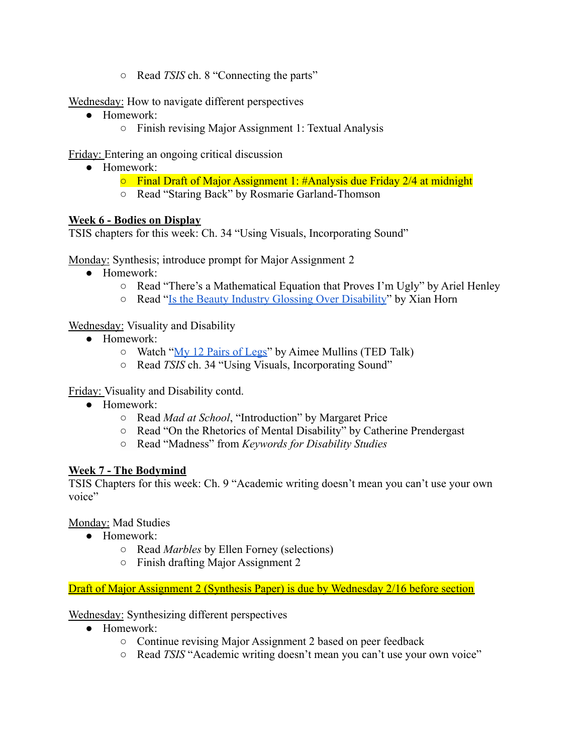- Read *TSIS* ch. 8 “Connecting the parts”

Wednesday: How to navigate different perspectives

- Homework:
    - Finish revising Major Assignment 1: Textual Analysis

Friday: Entering an ongoing critical discussion

- Homework:
    - Final Draft of Major Assignment 1: #Analysis due Friday 2/4 at midnight
    - Read “Staring Back” by Rosmarie Garland-Thomson

**Week 6 - Bodies on Display**

TSIS chapters for this week: Ch. 34 “Using Visuals, Incorporating Sound”

Monday: Synthesis; introduce prompt for Major Assignment 2

- Homework:
    - Read “There’s a Mathematical Equation that Proves I’m Ugly” by Ariel Henley
    - Read “Is the Beauty Industry Glossing Over Disability” by Xian Horn

Wednesday: Visuality and Disability

- Homework:
    - Watch “My 12 Pairs of Legs” by Aimee Mullins (TED Talk)
    - Read *TSIS* ch. 34 “Using Visuals, Incorporating Sound”

Friday: Visuality and Disability contd.

- Homework:
    - Read *Mad at School*, “Introduction” by Margaret Price
    - Read “On the Rhetorics of Mental Disability” by Catherine Prendergast
    - Read “Madness” from *Keywords for Disability Studies*

**Week 7 - The Bodymind**

TSIS Chapters for this week: Ch. 9 “Academic writing doesn’t mean you can’t use your own voice”

Monday: Mad Studies

- Homework:
    - Read *Marbles* by Ellen Forney (selections)
    - Finish drafting Major Assignment 2

Draft of Major Assignment 2 (Synthesis Paper) is due by Wednesday 2/16 before section

Wednesday: Synthesizing different perspectives

- Homework:
    - Continue revising Major Assignment 2 based on peer feedback
    - Read *TSIS* “Academic writing doesn’t mean you can’t use your own voice”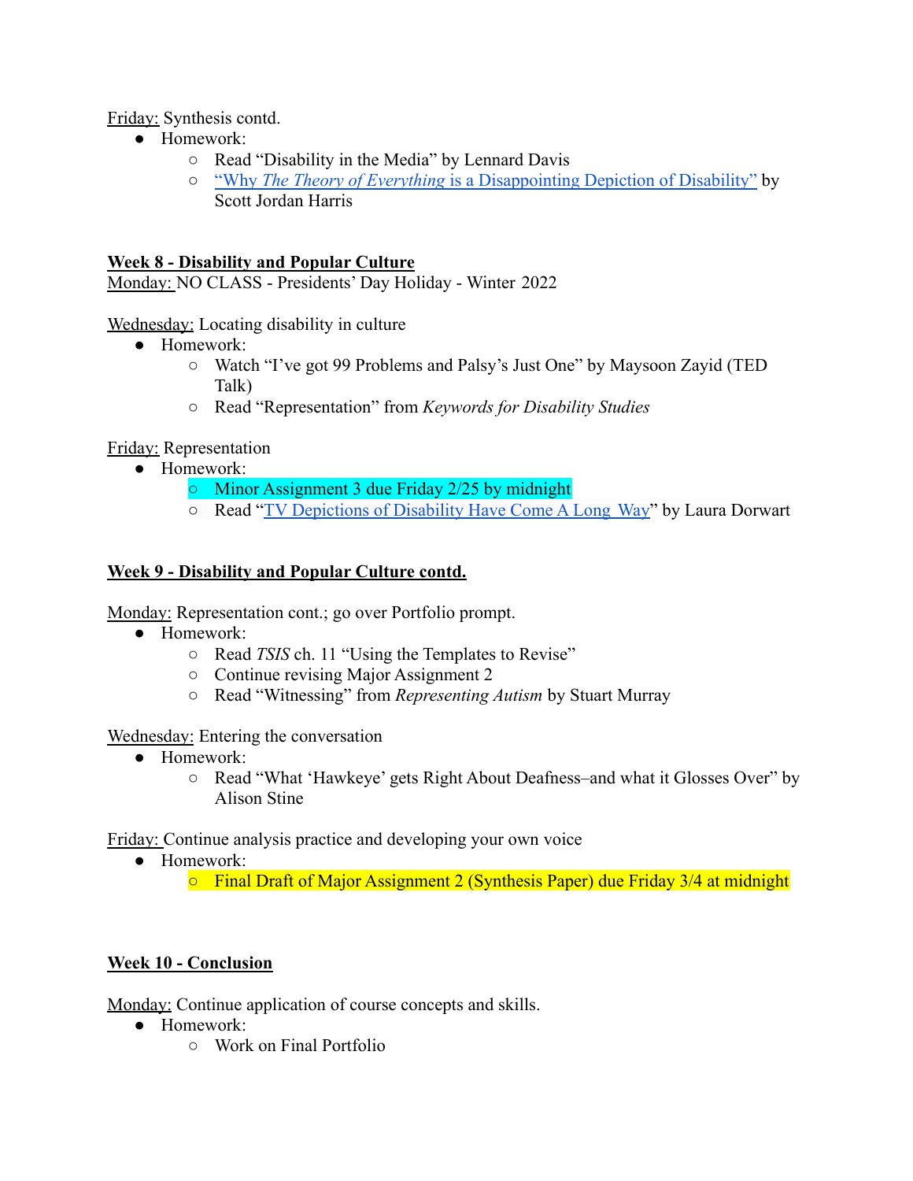Friday: Synthesis contd.

- Homework:
  - Read "Disability in the Media" by Lennard Davis
  - "Why *The Theory of Everything* is a Disappointing Depiction of Disability" by Scott Jordan Harris

**Week 8 - Disability and Popular Culture**

Monday: NO CLASS - Presidents' Day Holiday - Winter 2022

Wednesday: Locating disability in culture

- Homework:
  - Watch "I've got 99 Problems and Palsy's Just One" by Maysoon Zayid (TED Talk)
  - Read "Representation" from *Keywords for Disability Studies*

Friday: Representation

- Homework:
  - Minor Assignment 3 due Friday 2/25 by midnight
  - Read "TV Depictions of Disability Have Come A Long Way" by Laura Dorwart

**Week 9 - Disability and Popular Culture contd.**

Monday: Representation cont.; go over Portfolio prompt.

- Homework:
  - Read *TSIS* ch. 11 "Using the Templates to Revise"
  - Continue revising Major Assignment 2
  - Read "Witnessing" from *Representing Autism* by Stuart Murray

Wednesday: Entering the conversation

- Homework:
  - Read "What 'Hawkeye' gets Right About Deafness–and what it Glosses Over" by Alison Stine

Friday: Continue analysis practice and developing your own voice

- Homework:
  - Final Draft of Major Assignment 2 (Synthesis Paper) due Friday 3/4 at midnight

**Week 10 - Conclusion**

Monday: Continue application of course concepts and skills.

- Homework:
  - Work on Final Portfolio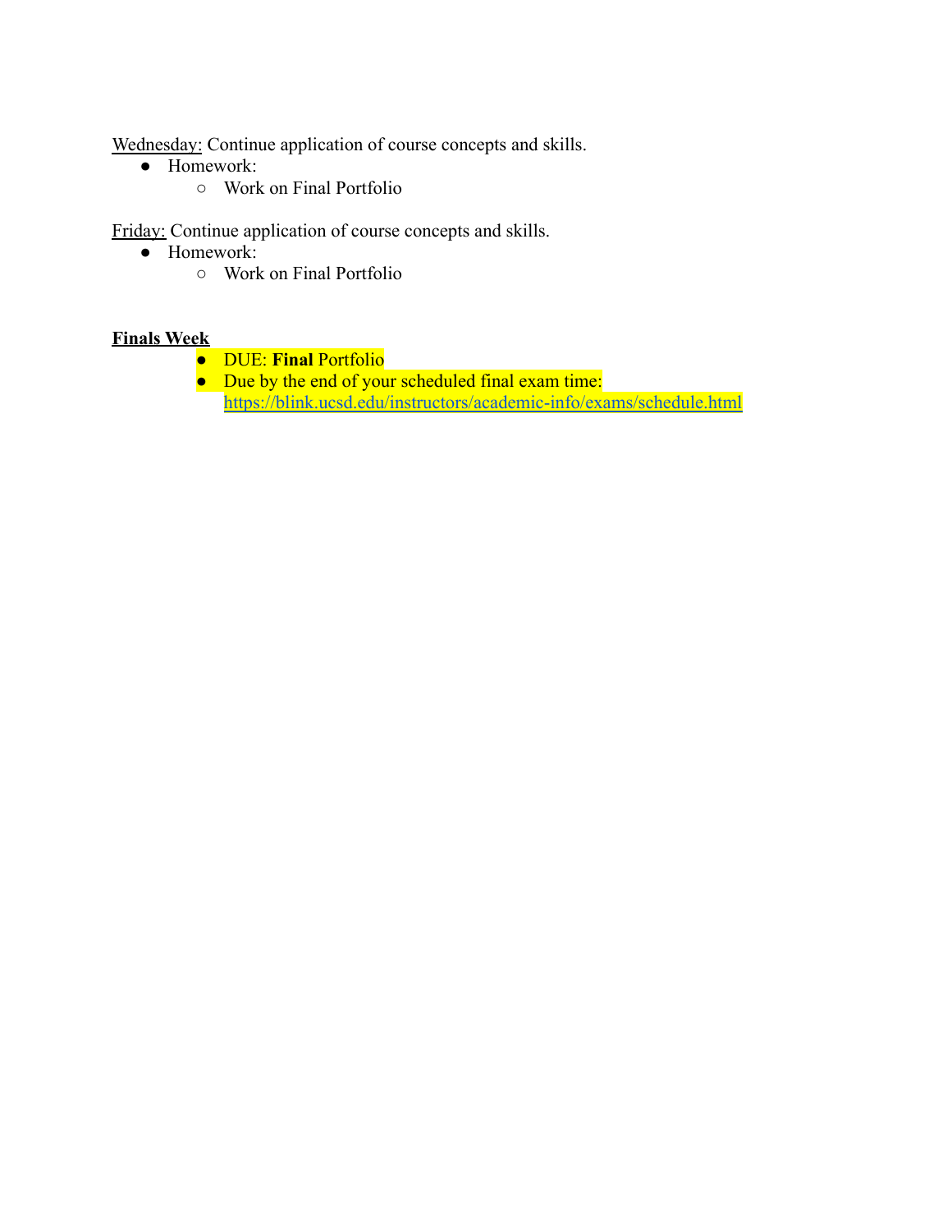Wednesday: Continue application of course concepts and skills.

- Homework:
  - Work on Final Portfolio

Friday: Continue application of course concepts and skills.

- Homework:
  - Work on Final Portfolio

**Finals Week**

- DUE: **Final** Portfolio
- Due by the end of your scheduled final exam time: [https://blink.ucsd.edu/instructors/academic-info/exams/schedule.html](https://blink.ucsd.edu/instructors/academic-info/exams/schedule.html)